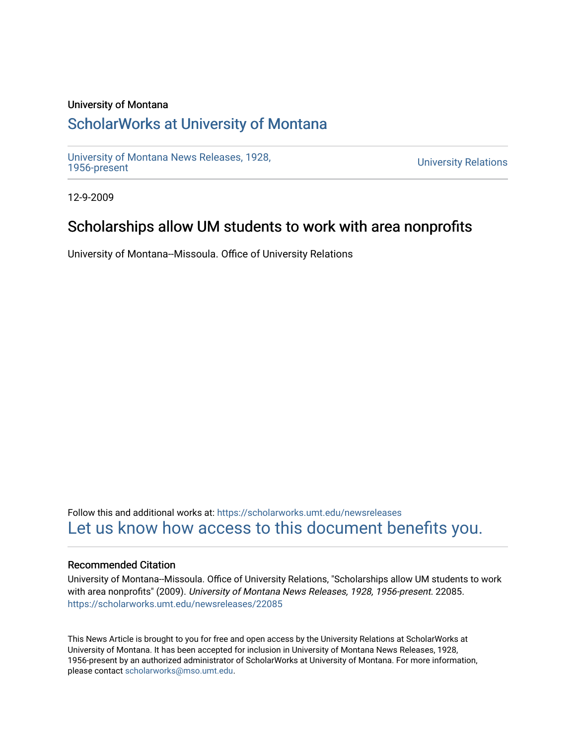University of Montana

# ScholarWorks at University of Montana

University of Montana News Releases, 1928, 1956-present

University Relations

12-9-2009

## Scholarships allow UM students to work with area nonprofits

University of Montana--Missoula. Office of University Relations

Follow this and additional works at: https://scholarworks.umt.edu/newsreleases

Let us know how access to this document benefits you.

### Recommended Citation

University of Montana--Missoula. Office of University Relations, "Scholarships allow UM students to work with area nonprofits" (2009). *University of Montana News Releases, 1928, 1956-present*. 22085. https://scholarworks.umt.edu/newsreleases/22085

This News Article is brought to you for free and open access by the University Relations at ScholarWorks at University of Montana. It has been accepted for inclusion in University of Montana News Releases, 1928, 1956-present by an authorized administrator of ScholarWorks at University of Montana. For more information, please contact scholarworks@mso.umt.edu.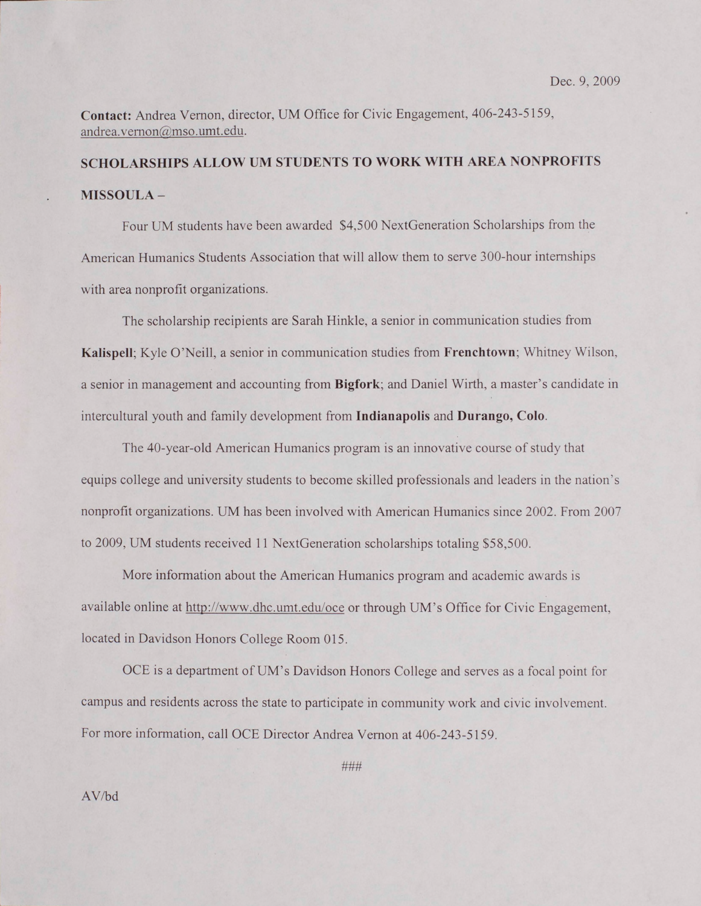Dec. 9, 2009

**Contact:** Andrea Vernon, director, UM Office for Civic Engagement, 406-243-5159, andrea.vernon@mso.umt.edu.

**SCHOLARSHIPS ALLOW UM STUDENTS TO WORK WITH AREA NONPROFITS**

**MISSOULA –**

Four UM students have been awarded $4,500 NextGeneration Scholarships from the American Humanics Students Association that will allow them to serve 300-hour internships with area nonprofit organizations.

The scholarship recipients are Sarah Hinkle, a senior in communication studies from **Kalispell**; Kyle O'Neill, a senior in communication studies from **Frenchtown**; Whitney Wilson, a senior in management and accounting from **Bigfork**; and Daniel Wirth, a master's candidate in intercultural youth and family development from **Indianapolis** and **Durango, Colo**.

The 40-year-old American Humanics program is an innovative course of study that equips college and university students to become skilled professionals and leaders in the nation's nonprofit organizations. UM has been involved with American Humanics since 2002. From 2007 to 2009, UM students received 11 NextGeneration scholarships totaling $58,500.

More information about the American Humanics program and academic awards is available online at http://www.dhc.umt.edu/oce or through UM's Office for Civic Engagement, located in Davidson Honors College Room 015.

OCE is a department of UM's Davidson Honors College and serves as a focal point for campus and residents across the state to participate in community work and civic involvement. For more information, call OCE Director Andrea Vernon at 406-243-5159.

###

AV/bd